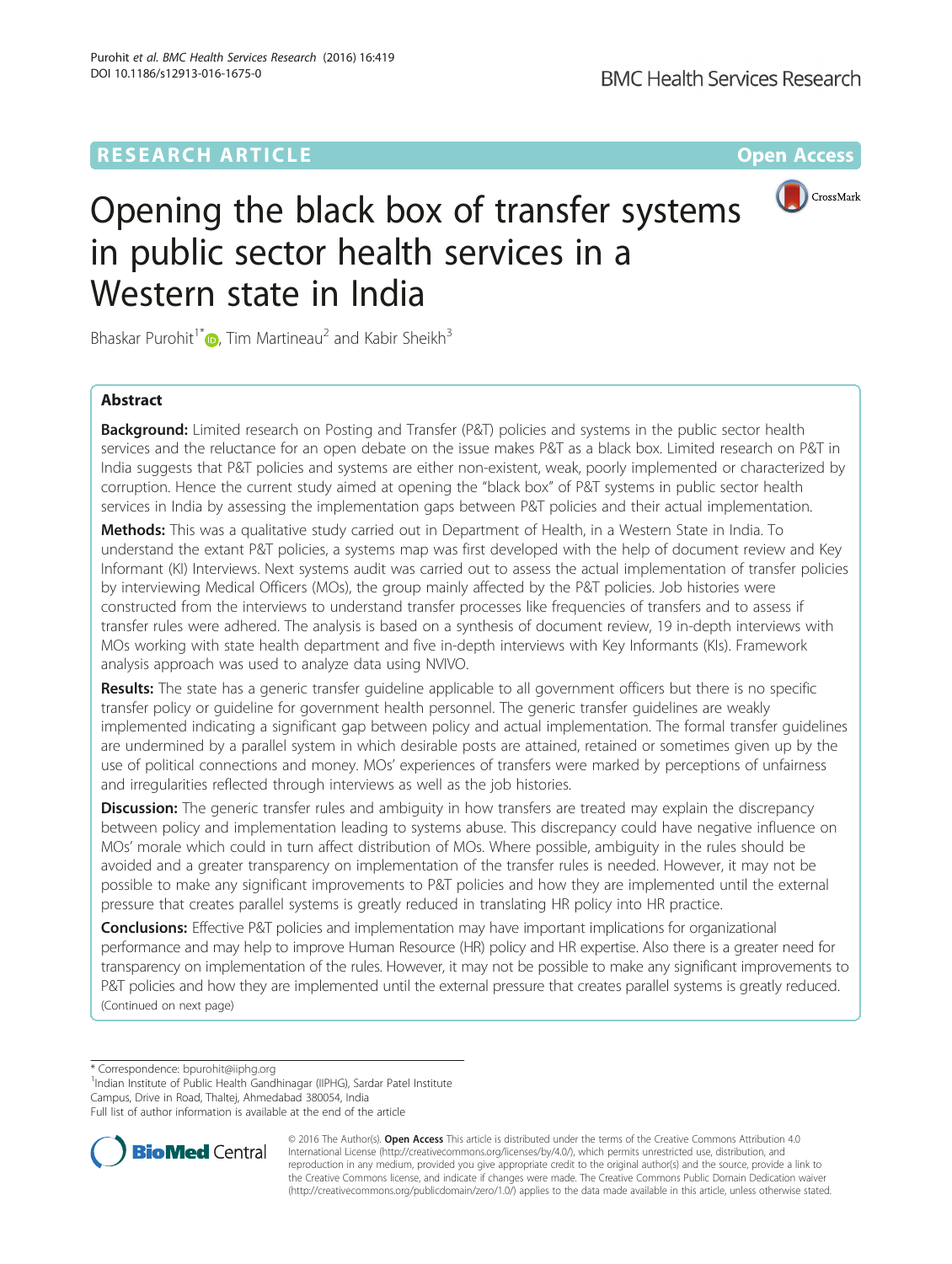RESEARCH ARTICLE

Open Access

# Opening the black box of transfer systems in public sector health services in a Western state in India

Bhaskar Purohit[1*], Tim Martineau[2] and Kabir Sheikh[3]

## Abstract

**Background:** Limited research on Posting and Transfer (P&T) policies and systems in the public sector health services and the reluctance for an open debate on the issue makes P&T as a black box. Limited research on P&T in India suggests that P&T policies and systems are either non-existent, weak, poorly implemented or characterized by corruption. Hence the current study aimed at opening the "black box" of P&T systems in public sector health services in India by assessing the implementation gaps between P&T policies and their actual implementation.

**Methods:** This was a qualitative study carried out in Department of Health, in a Western State in India. To understand the extant P&T policies, a systems map was first developed with the help of document review and Key Informant (KI) Interviews. Next systems audit was carried out to assess the actual implementation of transfer policies by interviewing Medical Officers (MOs), the group mainly affected by the P&T policies. Job histories were constructed from the interviews to understand transfer processes like frequencies of transfers and to assess if transfer rules were adhered. The analysis is based on a synthesis of document review, 19 in-depth interviews with MOs working with state health department and five in-depth interviews with Key Informants (KIs). Framework analysis approach was used to analyze data using NVIVO.

**Results:** The state has a generic transfer guideline applicable to all government officers but there is no specific transfer policy or guideline for government health personnel. The generic transfer guidelines are weakly implemented indicating a significant gap between policy and actual implementation. The formal transfer guidelines are undermined by a parallel system in which desirable posts are attained, retained or sometimes given up by the use of political connections and money. MOs' experiences of transfers were marked by perceptions of unfairness and irregularities reflected through interviews as well as the job histories.

**Discussion:** The generic transfer rules and ambiguity in how transfers are treated may explain the discrepancy between policy and implementation leading to systems abuse. This discrepancy could have negative influence on MOs' morale which could in turn affect distribution of MOs. Where possible, ambiguity in the rules should be avoided and a greater transparency on implementation of the transfer rules is needed. However, it may not be possible to make any significant improvements to P&T policies and how they are implemented until the external pressure that creates parallel systems is greatly reduced in translating HR policy into HR practice.

**Conclusions:** Effective P&T policies and implementation may have important implications for organizational performance and may help to improve Human Resource (HR) policy and HR expertise. Also there is a greater need for transparency on implementation of the rules. However, it may not be possible to make any significant improvements to P&T policies and how they are implemented until the external pressure that creates parallel systems is greatly reduced.
(Continued on next page)

---

* Correspondence: bpurohit@iiphg.org
[1]Indian Institute of Public Health Gandhinagar (IIPHG), Sardar Patel Institute Campus, Drive in Road, Thaltej, Ahmedabad 380054, India
Full list of author information is available at the end of the article

© 2016 The Author(s). **Open Access** This article is distributed under the terms of the Creative Commons Attribution 4.0 International License (http://creativecommons.org/licenses/by/4.0/), which permits unrestricted use, distribution, and reproduction in any medium, provided you give appropriate credit to the original author(s) and the source, provide a link to the Creative Commons license, and indicate if changes were made. The Creative Commons Public Domain Dedication waiver (http://creativecommons.org/publicdomain/zero/1.0/) applies to the data made available in this article, unless otherwise stated.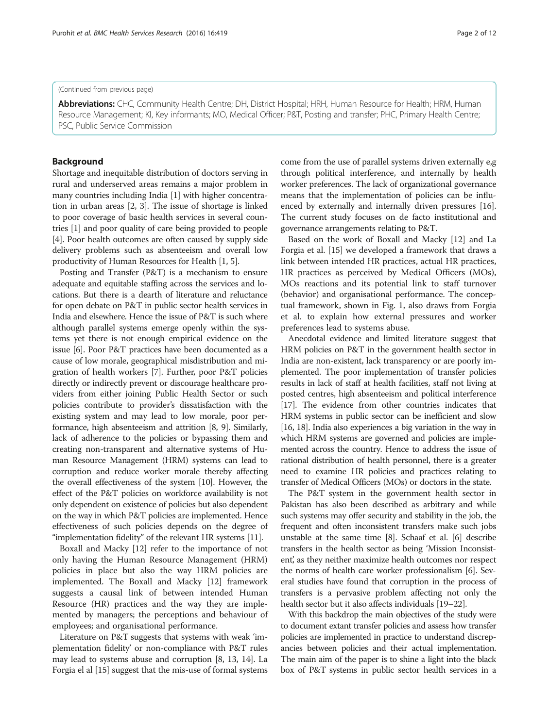(Continued from previous page)

**Abbreviations:** CHC, Community Health Centre; DH, District Hospital; HRH, Human Resource for Health; HRM, Human Resource Management; KI, Key informants; MO, Medical Officer; P&T, Posting and transfer; PHC, Primary Health Centre; PSC, Public Service Commission

## Background

Shortage and inequitable distribution of doctors serving in rural and underserved areas remains a major problem in many countries including India [1] with higher concentration in urban areas [2, 3]. The issue of shortage is linked to poor coverage of basic health services in several countries [1] and poor quality of care being provided to people [4]. Poor health outcomes are often caused by supply side delivery problems such as absenteeism and overall low productivity of Human Resources for Health [1, 5].

Posting and Transfer (P&T) is a mechanism to ensure adequate and equitable staffing across the services and locations. But there is a dearth of literature and reluctance for open debate on P&T in public sector health services in India and elsewhere. Hence the issue of P&T is such where although parallel systems emerge openly within the systems yet there is not enough empirical evidence on the issue [6]. Poor P&T practices have been documented as a cause of low morale, geographical misdistribution and migration of health workers [7]. Further, poor P&T policies directly or indirectly prevent or discourage healthcare providers from either joining Public Health Sector or such policies contribute to provider's dissatisfaction with the existing system and may lead to low morale, poor performance, high absenteeism and attrition [8, 9]. Similarly, lack of adherence to the policies or bypassing them and creating non-transparent and alternative systems of Human Resource Management (HRM) systems can lead to corruption and reduce worker morale thereby affecting the overall effectiveness of the system [10]. However, the effect of the P&T policies on workforce availability is not only dependent on existence of policies but also dependent on the way in which P&T policies are implemented. Hence effectiveness of such policies depends on the degree of "implementation fidelity" of the relevant HR systems [11].

Boxall and Macky [12] refer to the importance of not only having the Human Resource Management (HRM) policies in place but also the way HRM policies are implemented. The Boxall and Macky [12] framework suggests a causal link of between intended Human Resource (HR) practices and the way they are implemented by managers; the perceptions and behaviour of employees; and organisational performance.

Literature on P&T suggests that systems with weak 'implementation fidelity' or non-compliance with P&T rules may lead to systems abuse and corruption [8, 13, 14]. La Forgia el al [15] suggest that the mis-use of formal systems come from the use of parallel systems driven externally e,g through political interference, and internally by health worker preferences. The lack of organizational governance means that the implementation of policies can be influenced by externally and internally driven pressures [16]. The current study focuses on de facto institutional and governance arrangements relating to P&T.

Based on the work of Boxall and Macky [12] and La Forgia et al. [15] we developed a framework that draws a link between intended HR practices, actual HR practices, HR practices as perceived by Medical Officers (MOs), MOs reactions and its potential link to staff turnover (behavior) and organisational performance. The conceptual framework, shown in Fig. 1, also draws from Forgia et al. to explain how external pressures and worker preferences lead to systems abuse.

Anecdotal evidence and limited literature suggest that HRM policies on P&T in the government health sector in India are non-existent, lack transparency or are poorly implemented. The poor implementation of transfer policies results in lack of staff at health facilities, staff not living at posted centres, high absenteeism and political interference [17]. The evidence from other countries indicates that HRM systems in public sector can be inefficient and slow [16, 18]. India also experiences a big variation in the way in which HRM systems are governed and policies are implemented across the country. Hence to address the issue of rational distribution of health personnel, there is a greater need to examine HR policies and practices relating to transfer of Medical Officers (MOs) or doctors in the state.

The P&T system in the government health sector in Pakistan has also been described as arbitrary and while such systems may offer security and stability in the job, the frequent and often inconsistent transfers make such jobs unstable at the same time [8]. Schaaf et al. [6] describe transfers in the health sector as being 'Mission Inconsistent', as they neither maximize health outcomes nor respect the norms of health care worker professionalism [6]. Several studies have found that corruption in the process of transfers is a pervasive problem affecting not only the health sector but it also affects individuals [19–22].

With this backdrop the main objectives of the study were to document extant transfer policies and assess how transfer policies are implemented in practice to understand discrepancies between policies and their actual implementation. The main aim of the paper is to shine a light into the black box of P&T systems in public sector health services in a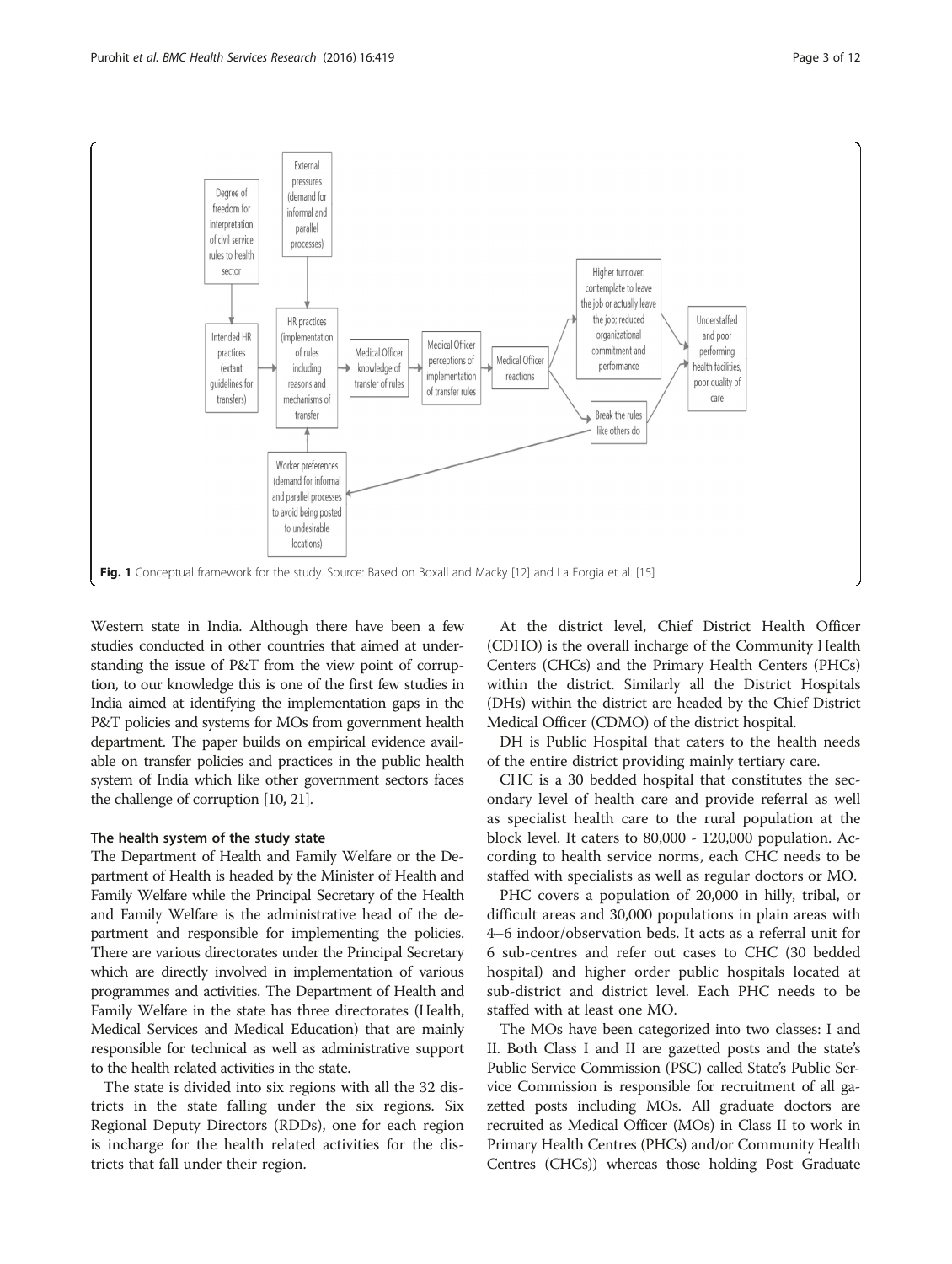Fig. 1 Conceptual framework for the study. Source: Based on Boxall and Macky [12] and La Forgia et al. [15]

Western state in India. Although there have been a few studies conducted in other countries that aimed at understanding the issue of P&T from the view point of corruption, to our knowledge this is one of the first few studies in India aimed at identifying the implementation gaps in the P&T policies and systems for MOs from government health department. The paper builds on empirical evidence available on transfer policies and practices in the public health system of India which like other government sectors faces the challenge of corruption [10, 21].

### The health system of the study state

The Department of Health and Family Welfare or the Department of Health is headed by the Minister of Health and Family Welfare while the Principal Secretary of the Health and Family Welfare is the administrative head of the department and responsible for implementing the policies. There are various directorates under the Principal Secretary which are directly involved in implementation of various programmes and activities. The Department of Health and Family Welfare in the state has three directorates (Health, Medical Services and Medical Education) that are mainly responsible for technical as well as administrative support to the health related activities in the state.

The state is divided into six regions with all the 32 districts in the state falling under the six regions. Six Regional Deputy Directors (RDDs), one for each region is incharge for the health related activities for the districts that fall under their region.

At the district level, Chief District Health Officer (CDHO) is the overall incharge of the Community Health Centers (CHCs) and the Primary Health Centers (PHCs) within the district. Similarly all the District Hospitals (DHs) within the district are headed by the Chief District Medical Officer (CDMO) of the district hospital.

DH is Public Hospital that caters to the health needs of the entire district providing mainly tertiary care.

CHC is a 30 bedded hospital that constitutes the secondary level of health care and provide referral as well as specialist health care to the rural population at the block level. It caters to 80,000 - 120,000 population. According to health service norms, each CHC needs to be staffed with specialists as well as regular doctors or MO.

PHC covers a population of 20,000 in hilly, tribal, or difficult areas and 30,000 populations in plain areas with 4–6 indoor/observation beds. It acts as a referral unit for 6 sub-centres and refer out cases to CHC (30 bedded hospital) and higher order public hospitals located at sub-district and district level. Each PHC needs to be staffed with at least one MO.

The MOs have been categorized into two classes: I and II. Both Class I and II are gazetted posts and the state's Public Service Commission (PSC) called State's Public Service Commission is responsible for recruitment of all gazetted posts including MOs. All graduate doctors are recruited as Medical Officer (MOs) in Class II to work in Primary Health Centres (PHCs) and/or Community Health Centres (CHCs)) whereas those holding Post Graduate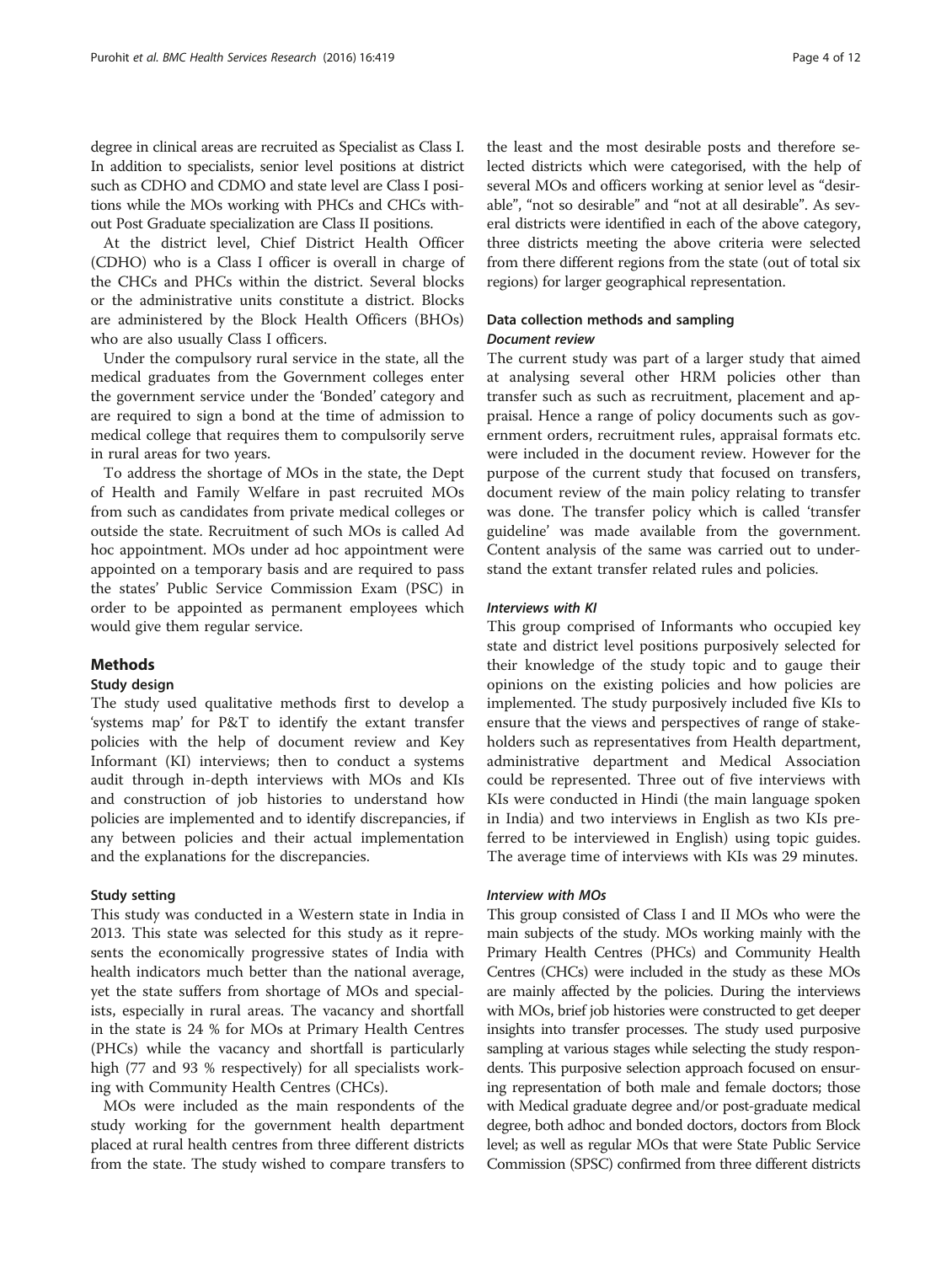degree in clinical areas are recruited as Specialist as Class I. In addition to specialists, senior level positions at district such as CDHO and CDMO and state level are Class I positions while the MOs working with PHCs and CHCs without Post Graduate specialization are Class II positions.

At the district level, Chief District Health Officer (CDHO) who is a Class I officer is overall in charge of the CHCs and PHCs within the district. Several blocks or the administrative units constitute a district. Blocks are administered by the Block Health Officers (BHOs) who are also usually Class I officers.

Under the compulsory rural service in the state, all the medical graduates from the Government colleges enter the government service under the 'Bonded' category and are required to sign a bond at the time of admission to medical college that requires them to compulsorily serve in rural areas for two years.

To address the shortage of MOs in the state, the Dept of Health and Family Welfare in past recruited MOs from such as candidates from private medical colleges or outside the state. Recruitment of such MOs is called Ad hoc appointment. MOs under ad hoc appointment were appointed on a temporary basis and are required to pass the states' Public Service Commission Exam (PSC) in order to be appointed as permanent employees which would give them regular service.

## Methods

### Study design

The study used qualitative methods first to develop a 'systems map' for P&T to identify the extant transfer policies with the help of document review and Key Informant (KI) interviews; then to conduct a systems audit through in-depth interviews with MOs and KIs and construction of job histories to understand how policies are implemented and to identify discrepancies, if any between policies and their actual implementation and the explanations for the discrepancies.

### Study setting

This study was conducted in a Western state in India in 2013. This state was selected for this study as it represents the economically progressive states of India with health indicators much better than the national average, yet the state suffers from shortage of MOs and specialists, especially in rural areas. The vacancy and shortfall in the state is 24 % for MOs at Primary Health Centres (PHCs) while the vacancy and shortfall is particularly high (77 and 93 % respectively) for all specialists working with Community Health Centres (CHCs).

MOs were included as the main respondents of the study working for the government health department placed at rural health centres from three different districts from the state. The study wished to compare transfers to the least and the most desirable posts and therefore selected districts which were categorised, with the help of several MOs and officers working at senior level as "desirable", "not so desirable" and "not at all desirable". As several districts were identified in each of the above category, three districts meeting the above criteria were selected from there different regions from the state (out of total six regions) for larger geographical representation.

### Data collection methods and sampling

#### *Document review*

The current study was part of a larger study that aimed at analysing several other HRM policies other than transfer such as such as recruitment, placement and appraisal. Hence a range of policy documents such as government orders, recruitment rules, appraisal formats etc. were included in the document review. However for the purpose of the current study that focused on transfers, document review of the main policy relating to transfer was done. The transfer policy which is called 'transfer guideline' was made available from the government. Content analysis of the same was carried out to understand the extant transfer related rules and policies.

#### *Interviews with KI*

This group comprised of Informants who occupied key state and district level positions purposively selected for their knowledge of the study topic and to gauge their opinions on the existing policies and how policies are implemented. The study purposively included five KIs to ensure that the views and perspectives of range of stakeholders such as representatives from Health department, administrative department and Medical Association could be represented. Three out of five interviews with KIs were conducted in Hindi (the main language spoken in India) and two interviews in English as two KIs preferred to be interviewed in English) using topic guides. The average time of interviews with KIs was 29 minutes.

#### *Interview with MOs*

This group consisted of Class I and II MOs who were the main subjects of the study. MOs working mainly with the Primary Health Centres (PHCs) and Community Health Centres (CHCs) were included in the study as these MOs are mainly affected by the policies. During the interviews with MOs, brief job histories were constructed to get deeper insights into transfer processes. The study used purposive sampling at various stages while selecting the study respondents. This purposive selection approach focused on ensuring representation of both male and female doctors; those with Medical graduate degree and/or post-graduate medical degree, both adhoc and bonded doctors, doctors from Block level; as well as regular MOs that were State Public Service Commission (SPSC) confirmed from three different districts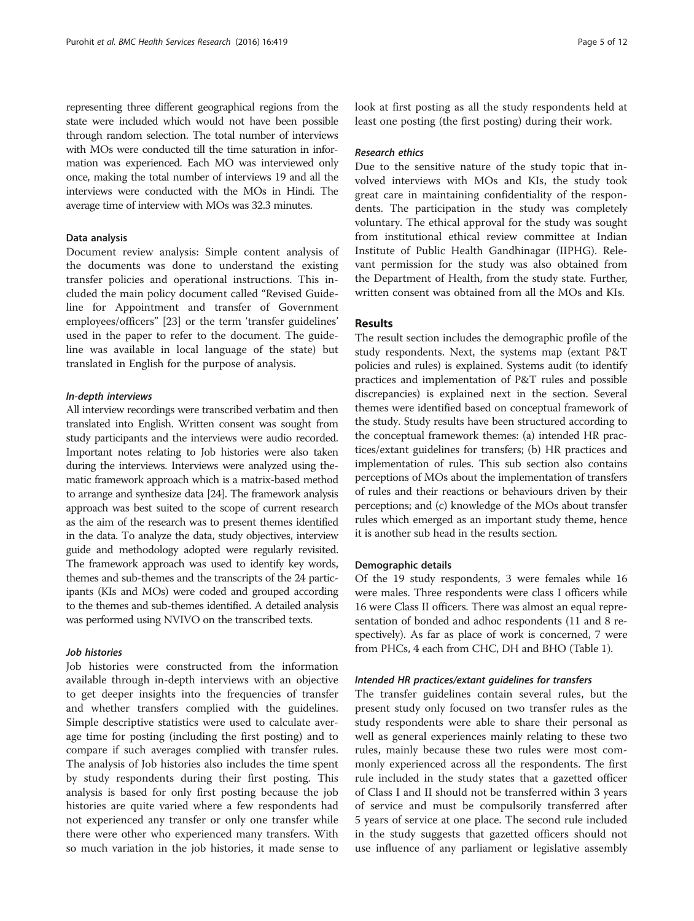representing three different geographical regions from the state were included which would not have been possible through random selection. The total number of interviews with MOs were conducted till the time saturation in information was experienced. Each MO was interviewed only once, making the total number of interviews 19 and all the interviews were conducted with the MOs in Hindi. The average time of interview with MOs was 32.3 minutes.

### Data analysis

Document review analysis: Simple content analysis of the documents was done to understand the existing transfer policies and operational instructions. This included the main policy document called "Revised Guideline for Appointment and transfer of Government employees/officers" [23] or the term 'transfer guidelines' used in the paper to refer to the document. The guideline was available in local language of the state) but translated in English for the purpose of analysis.

#### *In-depth interviews*

All interview recordings were transcribed verbatim and then translated into English. Written consent was sought from study participants and the interviews were audio recorded. Important notes relating to Job histories were also taken during the interviews. Interviews were analyzed using thematic framework approach which is a matrix-based method to arrange and synthesize data [24]. The framework analysis approach was best suited to the scope of current research as the aim of the research was to present themes identified in the data. To analyze the data, study objectives, interview guide and methodology adopted were regularly revisited. The framework approach was used to identify key words, themes and sub-themes and the transcripts of the 24 participants (KIs and MOs) were coded and grouped according to the themes and sub-themes identified. A detailed analysis was performed using NVIVO on the transcribed texts.

#### *Job histories*

Job histories were constructed from the information available through in-depth interviews with an objective to get deeper insights into the frequencies of transfer and whether transfers complied with the guidelines. Simple descriptive statistics were used to calculate average time for posting (including the first posting) and to compare if such averages complied with transfer rules. The analysis of Job histories also includes the time spent by study respondents during their first posting. This analysis is based for only first posting because the job histories are quite varied where a few respondents had not experienced any transfer or only one transfer while there were other who experienced many transfers. With so much variation in the job histories, it made sense to look at first posting as all the study respondents held at least one posting (the first posting) during their work.

#### *Research ethics*

Due to the sensitive nature of the study topic that involved interviews with MOs and KIs, the study took great care in maintaining confidentiality of the respondents. The participation in the study was completely voluntary. The ethical approval for the study was sought from institutional ethical review committee at Indian Institute of Public Health Gandhinagar (IIPHG). Relevant permission for the study was also obtained from the Department of Health, from the study state. Further, written consent was obtained from all the MOs and KIs.

## Results

The result section includes the demographic profile of the study respondents. Next, the systems map (extant P&T policies and rules) is explained. Systems audit (to identify practices and implementation of P&T rules and possible discrepancies) is explained next in the section. Several themes were identified based on conceptual framework of the study. Study results have been structured according to the conceptual framework themes: (a) intended HR practices/extant guidelines for transfers; (b) HR practices and implementation of rules. This sub section also contains perceptions of MOs about the implementation of transfers of rules and their reactions or behaviours driven by their perceptions; and (c) knowledge of the MOs about transfer rules which emerged as an important study theme, hence it is another sub head in the results section.

### Demographic details

Of the 19 study respondents, 3 were females while 16 were males. Three respondents were class I officers while 16 were Class II officers. There was almost an equal representation of bonded and adhoc respondents (11 and 8 respectively). As far as place of work is concerned, 7 were from PHCs, 4 each from CHC, DH and BHO (Table 1).

#### *Intended HR practices/extant guidelines for transfers*

The transfer guidelines contain several rules, but the present study only focused on two transfer rules as the study respondents were able to share their personal as well as general experiences mainly relating to these two rules, mainly because these two rules were most commonly experienced across all the respondents. The first rule included in the study states that a gazetted officer of Class I and II should not be transferred within 3 years of service and must be compulsorily transferred after 5 years of service at one place. The second rule included in the study suggests that gazetted officers should not use influence of any parliament or legislative assembly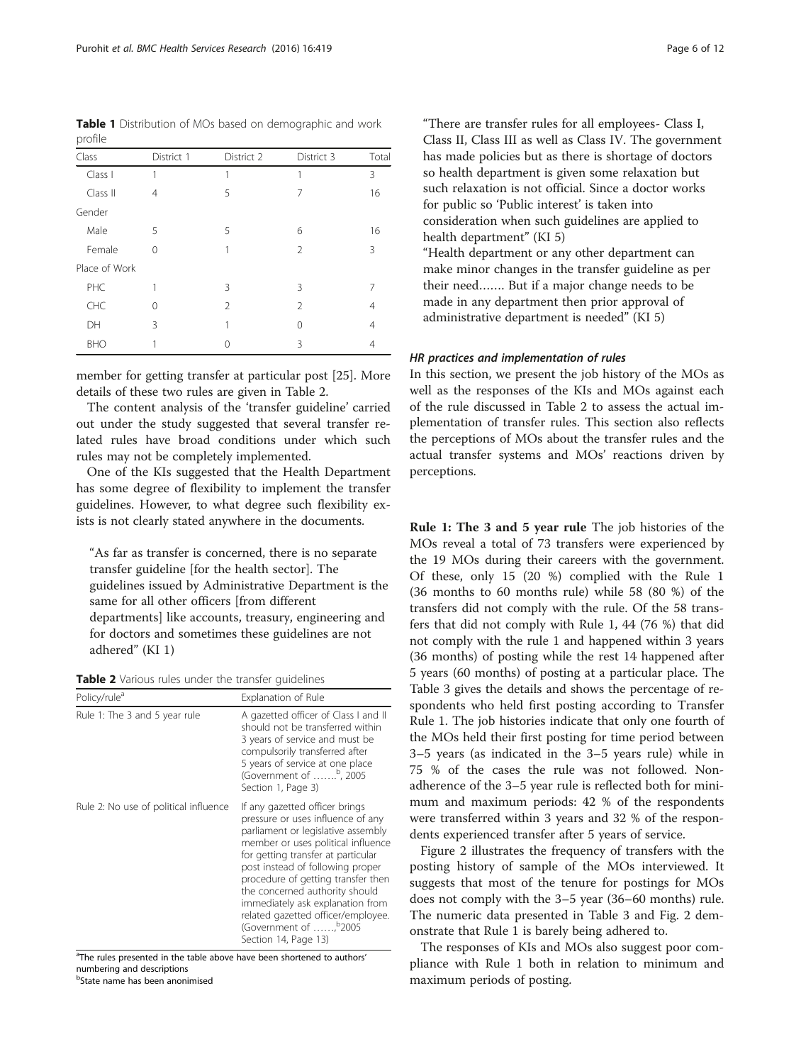**Table 1** Distribution of MOs based on demographic and work profile

| Class | District 1 | District 2 | District 3 | Total |
|---|---|---|---|---|
| Class I | 1 | 1 | 1 | 3 |
| Class II | 4 | 5 | 7 | 16 |
| Gender | | | | |
| Male | 5 | 5 | 6 | 16 |
| Female | 0 | 1 | 2 | 3 |
| Place of Work | | | | |
| PHC | 1 | 3 | 3 | 7 |
| CHC | 0 | 2 | 2 | 4 |
| DH | 3 | 1 | 0 | 4 |
| BHO | 1 | 0 | 3 | 4 |

member for getting transfer at particular post [25]. More details of these two rules are given in Table 2.

The content analysis of the 'transfer guideline' carried out under the study suggested that several transfer related rules have broad conditions under which such rules may not be completely implemented.

One of the KIs suggested that the Health Department has some degree of flexibility to implement the transfer guidelines. However, to what degree such flexibility exists is not clearly stated anywhere in the documents.

> "As far as transfer is concerned, there is no separate transfer guideline [for the health sector]. The guidelines issued by Administrative Department is the same for all other officers [from different departments] like accounts, treasury, engineering and for doctors and sometimes these guidelines are not adhered" (KI 1)

**Table 2** Various rules under the transfer guidelines

| Policy/rule[a] | Explanation of Rule |
|---|---|
| Rule 1: The 3 and 5 year rule | A gazetted officer of Class I and II should not be transferred within 3 years of service and must be compulsorily transferred after 5 years of service at one place (Government of …….[b], 2005 Section 1, Page 3) |
| Rule 2: No use of political influence | If any gazetted officer brings pressure or uses influence of any parliament or legislative assembly member or uses political influence for getting transfer at particular post instead of following proper procedure of getting transfer then the concerned authority should immediately ask explanation from related gazetted officer/employee. (Government of ……,[b]2005 Section 14, Page 13) |

[a]The rules presented in the table above have been shortened to authors' numbering and descriptions
[b]State name has been anonimised

> "There are transfer rules for all employees- Class I, Class II, Class III as well as Class IV. The government has made policies but as there is shortage of doctors so health department is given some relaxation but such relaxation is not official. Since a doctor works for public so 'Public interest' is taken into consideration when such guidelines are applied to health department" (KI 5)
>
> "Health department or any other department can make minor changes in the transfer guideline as per their need……. But if a major change needs to be made in any department then prior approval of administrative department is needed" (KI 5)

#### *HR practices and implementation of rules*

In this section, we present the job history of the MOs as well as the responses of the KIs and MOs against each of the rule discussed in Table 2 to assess the actual implementation of transfer rules. This section also reflects the perceptions of MOs about the transfer rules and the actual transfer systems and MOs' reactions driven by perceptions.

**Rule 1: The 3 and 5 year rule** The job histories of the MOs reveal a total of 73 transfers were experienced by the 19 MOs during their careers with the government. Of these, only 15 (20 %) complied with the Rule 1 (36 months to 60 months rule) while 58 (80 %) of the transfers did not comply with the rule. Of the 58 transfers that did not comply with Rule 1, 44 (76 %) that did not comply with the rule 1 and happened within 3 years (36 months) of posting while the rest 14 happened after 5 years (60 months) of posting at a particular place. The Table 3 gives the details and shows the percentage of respondents who held first posting according to Transfer Rule 1. The job histories indicate that only one fourth of the MOs held their first posting for time period between 3–5 years (as indicated in the 3–5 years rule) while in 75 % of the cases the rule was not followed. Non-adherence of the 3–5 year rule is reflected both for minimum and maximum periods: 42 % of the respondents were transferred within 3 years and 32 % of the respondents experienced transfer after 5 years of service.

Figure 2 illustrates the frequency of transfers with the posting history of sample of the MOs interviewed. It suggests that most of the tenure for postings for MOs does not comply with the 3–5 year (36–60 months) rule. The numeric data presented in Table 3 and Fig. 2 demonstrate that Rule 1 is barely being adhered to.

The responses of KIs and MOs also suggest poor compliance with Rule 1 both in relation to minimum and maximum periods of posting.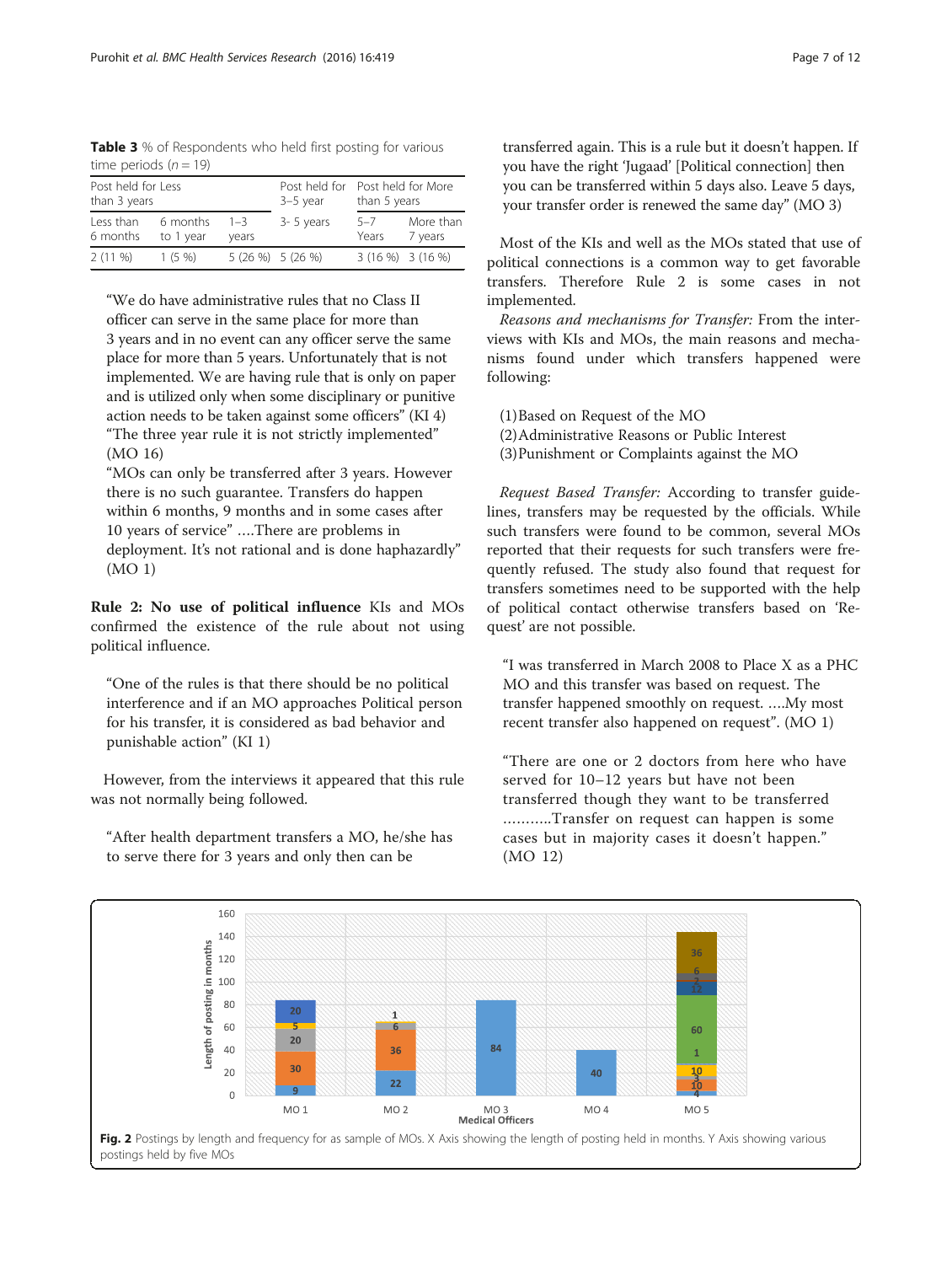**Table 3** % of Respondents who held first posting for various time periods ($n = 19$)

| Post held for Less than 3 years | | | Post held for 3–5 year | Post held for More than 5 years | |
|---|---|---|---|---|---|
| Less than 6 months | 6 months to 1 year | 1–3 years | 3- 5 years | 5–7 Years | More than 7 years |
| 2 (11 %) | 1 (5 %) | 5 (26 %) | 5 (26 %) | 3 (16 %) | 3 (16 %) |

> "We do have administrative rules that no Class II officer can serve in the same place for more than 3 years and in no event can any officer serve the same place for more than 5 years. Unfortunately that is not implemented. We are having rule that is only on paper and is utilized only when some disciplinary or punitive action needs to be taken against some officers" (KI 4)
> "The three year rule it is not strictly implemented" (MO 16)
> "MOs can only be transferred after 3 years. However there is no such guarantee. Transfers do happen within 6 months, 9 months and in some cases after 10 years of service" ….There are problems in deployment. It's not rational and is done haphazardly" (MO 1)

**Rule 2: No use of political influence** KIs and MOs confirmed the existence of the rule about not using political influence.

> "One of the rules is that there should be no political interference and if an MO approaches Political person for his transfer, it is considered as bad behavior and punishable action" (KI 1)

However, from the interviews it appeared that this rule was not normally being followed.

> "After health department transfers a MO, he/she has to serve there for 3 years and only then can be transferred again. This is a rule but it doesn't happen. If you have the right 'Jugaad' [Political connection] then you can be transferred within 5 days also. Leave 5 days, your transfer order is renewed the same day" (MO 3)

Most of the KIs and well as the MOs stated that use of political connections is a common way to get favorable transfers. Therefore Rule 2 is some cases in not implemented.

*Reasons and mechanisms for Transfer:* From the interviews with KIs and MOs, the main reasons and mechanisms found under which transfers happened were following:

(1) Based on Request of the MO
(2) Administrative Reasons or Public Interest
(3) Punishment or Complaints against the MO

*Request Based Transfer:* According to transfer guidelines, transfers may be requested by the officials. While such transfers were found to be common, several MOs reported that their requests for such transfers were frequently refused. The study also found that request for transfers sometimes need to be supported with the help of political contact otherwise transfers based on 'Request' are not possible.

> "I was transferred in March 2008 to Place X as a PHC MO and this transfer was based on request. The transfer happened smoothly on request. ….My most recent transfer also happened on request". (MO 1)

> "There are one or 2 doctors from here who have served for 10–12 years but have not been transferred though they want to be transferred ………..Transfer on request can happen is some cases but in majority cases it doesn't happen." (MO 12)

**Fig. 2** Postings by length and frequency for as sample of MOs. X Axis showing the length of posting held in months. Y Axis showing various postings held by five MOs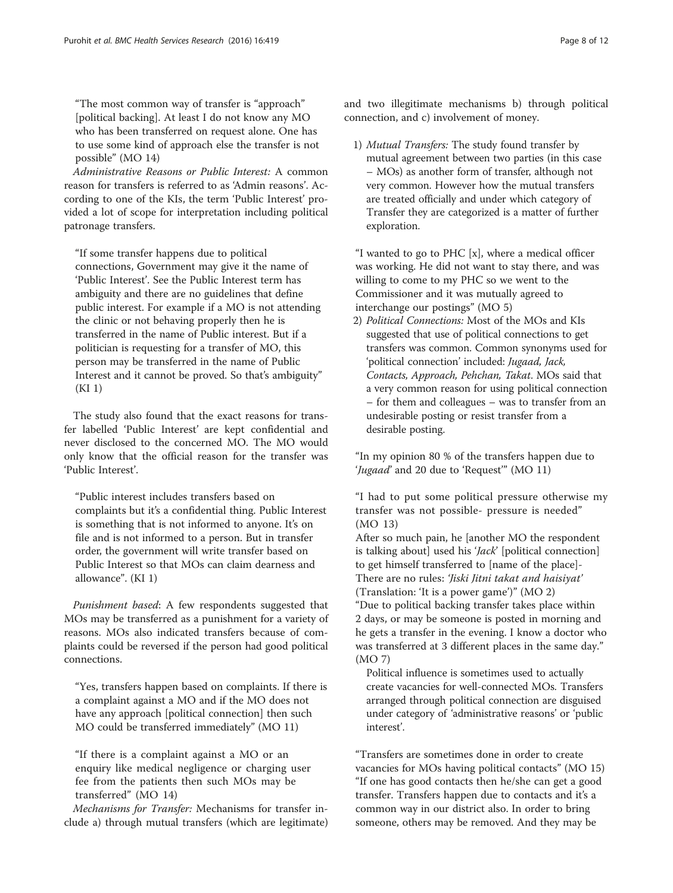"The most common way of transfer is "approach" [political backing]. At least I do not know any MO who has been transferred on request alone. One has to use some kind of approach else the transfer is not possible" (MO 14)

*Administrative Reasons or Public Interest:* A common reason for transfers is referred to as 'Admin reasons'. According to one of the KIs, the term 'Public Interest' provided a lot of scope for interpretation including political patronage transfers.

> "If some transfer happens due to political connections, Government may give it the name of 'Public Interest'. See the Public Interest term has ambiguity and there are no guidelines that define public interest. For example if a MO is not attending the clinic or not behaving properly then he is transferred in the name of Public interest. But if a politician is requesting for a transfer of MO, this person may be transferred in the name of Public Interest and it cannot be proved. So that's ambiguity" (KI 1)

The study also found that the exact reasons for transfer labelled 'Public Interest' are kept confidential and never disclosed to the concerned MO. The MO would only know that the official reason for the transfer was 'Public Interest'.

> "Public interest includes transfers based on complaints but it's a confidential thing. Public Interest is something that is not informed to anyone. It's on file and is not informed to a person. But in transfer order, the government will write transfer based on Public Interest so that MOs can claim dearness and allowance". (KI 1)

*Punishment based*: A few respondents suggested that MOs may be transferred as a punishment for a variety of reasons. MOs also indicated transfers because of complaints could be reversed if the person had good political connections.

> "Yes, transfers happen based on complaints. If there is a complaint against a MO and if the MO does not have any approach [political connection] then such MO could be transferred immediately" (MO 11)

> "If there is a complaint against a MO or an enquiry like medical negligence or charging user fee from the patients then such MOs may be transferred" (MO 14)

*Mechanisms for Transfer:* Mechanisms for transfer include a) through mutual transfers (which are legitimate) and two illegitimate mechanisms b) through political connection, and c) involvement of money.

1) *Mutual Transfers:* The study found transfer by mutual agreement between two parties (in this case – MOs) as another form of transfer, although not very common. However how the mutual transfers are treated officially and under which category of Transfer they are categorized is a matter of further exploration.

> "I wanted to go to PHC [x], where a medical officer was working. He did not want to stay there, and was willing to come to my PHC so we went to the Commissioner and it was mutually agreed to interchange our postings" (MO 5)

2) *Political Connections:* Most of the MOs and KIs suggested that use of political connections to get transfers was common. Common synonyms used for 'political connection' included: *Jugaad, Jack, Contacts, Approach, Pehchan, Takat*. MOs said that a very common reason for using political connection – for them and colleagues – was to transfer from an undesirable posting or resist transfer from a desirable posting.

> "In my opinion 80 % of the transfers happen due to '*Jugaad*' and 20 due to 'Request'" (MO 11)

> "I had to put some political pressure otherwise my transfer was not possible- pressure is needed" (MO 13)
> After so much pain, he [another MO the respondent is talking about] used his '*Jack*' [political connection] to get himself transferred to [name of the place]- There are no rules: '*Jiski Jitni takat and haisiyat*' (Translation: 'It is a power game')" (MO 2)
> "Due to political backing transfer takes place within 2 days, or may be someone is posted in morning and he gets a transfer in the evening. I know a doctor who was transferred at 3 different places in the same day." (MO 7)

Political influence is sometimes used to actually create vacancies for well-connected MOs. Transfers arranged through political connection are disguised under category of 'administrative reasons' or 'public interest'.

> "Transfers are sometimes done in order to create vacancies for MOs having political contacts" (MO 15)
> "If one has good contacts then he/she can get a good transfer. Transfers happen due to contacts and it's a common way in our district also. In order to bring someone, others may be removed. And they may be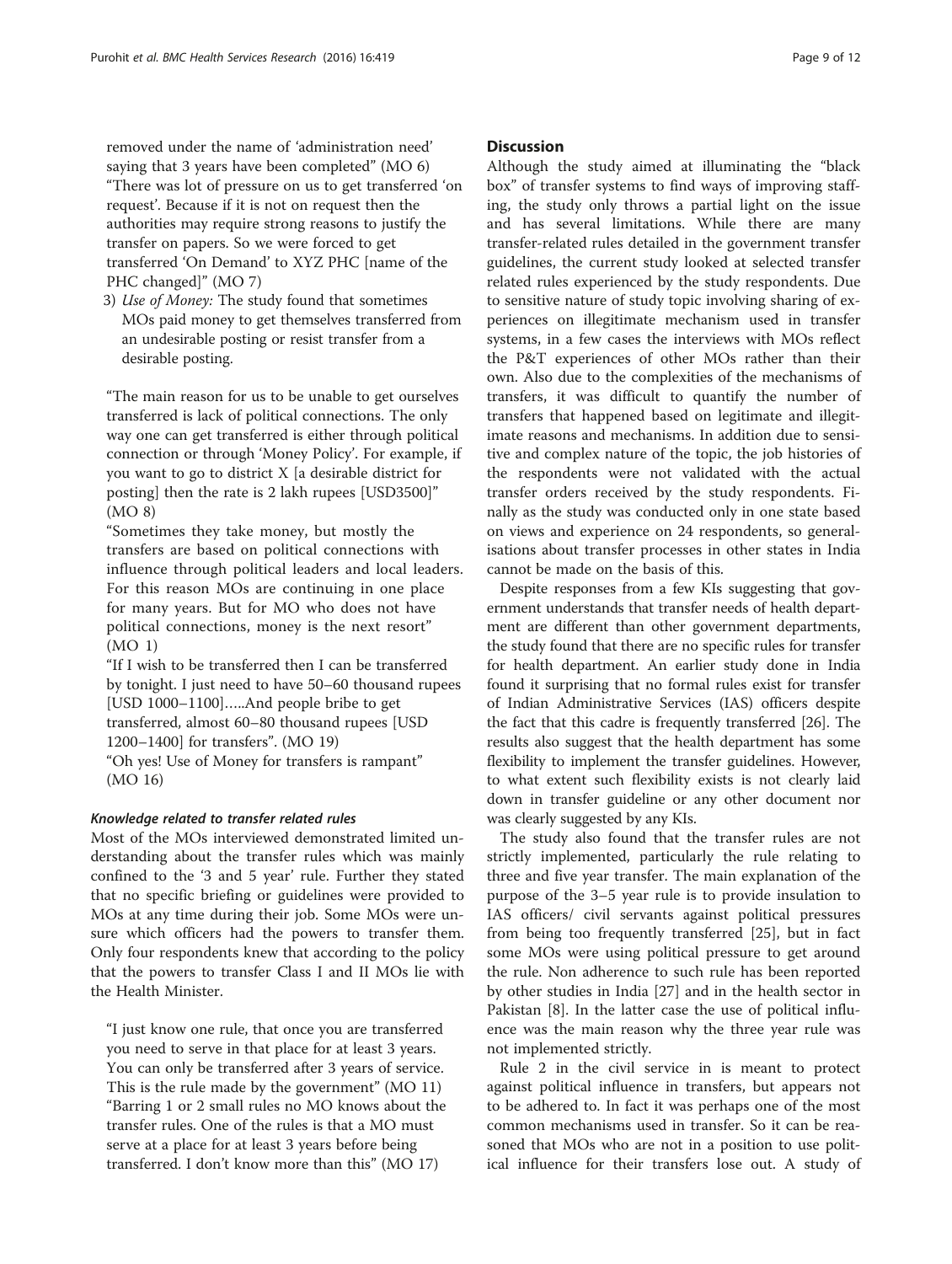removed under the name of 'administration need' saying that 3 years have been completed" (MO 6)

"There was lot of pressure on us to get transferred 'on request'. Because if it is not on request then the authorities may require strong reasons to justify the transfer on papers. So we were forced to get transferred 'On Demand' to XYZ PHC [name of the PHC changed]" (MO 7)

3) *Use of Money:* The study found that sometimes MOs paid money to get themselves transferred from an undesirable posting or resist transfer from a desirable posting.

"The main reason for us to be unable to get ourselves transferred is lack of political connections. The only way one can get transferred is either through political connection or through 'Money Policy'. For example, if you want to go to district X [a desirable district for posting] then the rate is 2 lakh rupees [USD3500]" (MO 8)

"Sometimes they take money, but mostly the transfers are based on political connections with influence through political leaders and local leaders. For this reason MOs are continuing in one place for many years. But for MO who does not have political connections, money is the next resort" (MO 1)

"If I wish to be transferred then I can be transferred by tonight. I just need to have 50–60 thousand rupees [USD 1000–1100]…..And people bribe to get transferred, almost 60–80 thousand rupees [USD 1200–1400] for transfers". (MO 19)

"Oh yes! Use of Money for transfers is rampant" (MO 16)

#### *Knowledge related to transfer related rules*

Most of the MOs interviewed demonstrated limited understanding about the transfer rules which was mainly confined to the '3 and 5 year' rule. Further they stated that no specific briefing or guidelines were provided to MOs at any time during their job. Some MOs were unsure which officers had the powers to transfer them. Only four respondents knew that according to the policy that the powers to transfer Class I and II MOs lie with the Health Minister.

"I just know one rule, that once you are transferred you need to serve in that place for at least 3 years. You can only be transferred after 3 years of service. This is the rule made by the government" (MO 11)

"Barring 1 or 2 small rules no MO knows about the transfer rules. One of the rules is that a MO must serve at a place for at least 3 years before being transferred. I don't know more than this" (MO 17)

## Discussion

Although the study aimed at illuminating the "black box" of transfer systems to find ways of improving staffing, the study only throws a partial light on the issue and has several limitations. While there are many transfer-related rules detailed in the government transfer guidelines, the current study looked at selected transfer related rules experienced by the study respondents. Due to sensitive nature of study topic involving sharing of experiences on illegitimate mechanism used in transfer systems, in a few cases the interviews with MOs reflect the P&T experiences of other MOs rather than their own. Also due to the complexities of the mechanisms of transfers, it was difficult to quantify the number of transfers that happened based on legitimate and illegitimate reasons and mechanisms. In addition due to sensitive and complex nature of the topic, the job histories of the respondents were not validated with the actual transfer orders received by the study respondents. Finally as the study was conducted only in one state based on views and experience on 24 respondents, so generalisations about transfer processes in other states in India cannot be made on the basis of this.

Despite responses from a few KIs suggesting that government understands that transfer needs of health department are different than other government departments, the study found that there are no specific rules for transfer for health department. An earlier study done in India found it surprising that no formal rules exist for transfer of Indian Administrative Services (IAS) officers despite the fact that this cadre is frequently transferred [26]. The results also suggest that the health department has some flexibility to implement the transfer guidelines. However, to what extent such flexibility exists is not clearly laid down in transfer guideline or any other document nor was clearly suggested by any KIs.

The study also found that the transfer rules are not strictly implemented, particularly the rule relating to three and five year transfer. The main explanation of the purpose of the 3–5 year rule is to provide insulation to IAS officers/ civil servants against political pressures from being too frequently transferred [25], but in fact some MOs were using political pressure to get around the rule. Non adherence to such rule has been reported by other studies in India [27] and in the health sector in Pakistan [8]. In the latter case the use of political influence was the main reason why the three year rule was not implemented strictly.

Rule 2 in the civil service in is meant to protect against political influence in transfers, but appears not to be adhered to. In fact it was perhaps one of the most common mechanisms used in transfer. So it can be reasoned that MOs who are not in a position to use political influence for their transfers lose out. A study of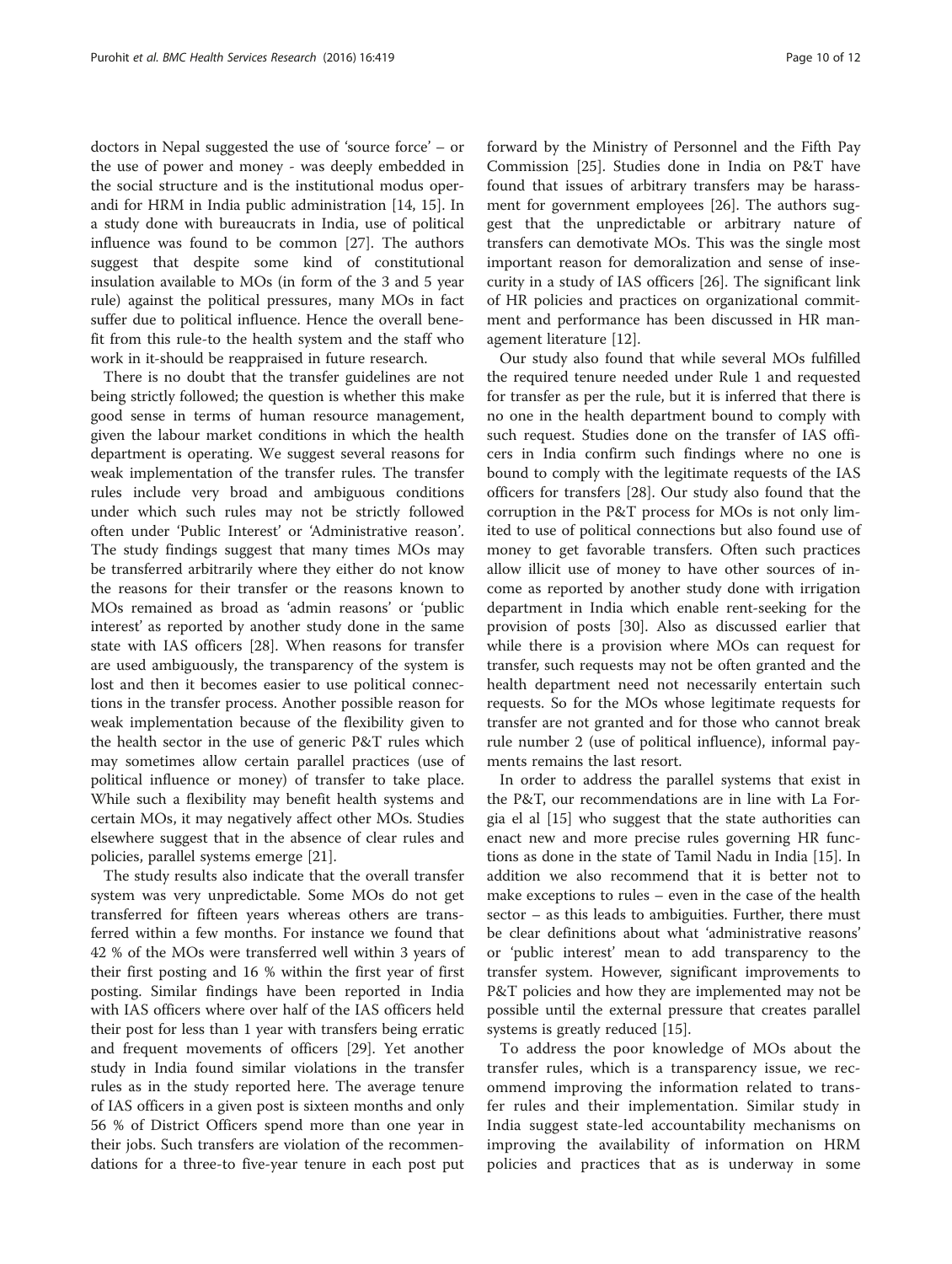doctors in Nepal suggested the use of 'source force' – or the use of power and money - was deeply embedded in the social structure and is the institutional modus operandi for HRM in India public administration [14, 15]. In a study done with bureaucrats in India, use of political influence was found to be common [27]. The authors suggest that despite some kind of constitutional insulation available to MOs (in form of the 3 and 5 year rule) against the political pressures, many MOs in fact suffer due to political influence. Hence the overall benefit from this rule-to the health system and the staff who work in it-should be reappraised in future research.

There is no doubt that the transfer guidelines are not being strictly followed; the question is whether this make good sense in terms of human resource management, given the labour market conditions in which the health department is operating. We suggest several reasons for weak implementation of the transfer rules. The transfer rules include very broad and ambiguous conditions under which such rules may not be strictly followed often under 'Public Interest' or 'Administrative reason'. The study findings suggest that many times MOs may be transferred arbitrarily where they either do not know the reasons for their transfer or the reasons known to MOs remained as broad as 'admin reasons' or 'public interest' as reported by another study done in the same state with IAS officers [28]. When reasons for transfer are used ambiguously, the transparency of the system is lost and then it becomes easier to use political connections in the transfer process. Another possible reason for weak implementation because of the flexibility given to the health sector in the use of generic P&T rules which may sometimes allow certain parallel practices (use of political influence or money) of transfer to take place. While such a flexibility may benefit health systems and certain MOs, it may negatively affect other MOs. Studies elsewhere suggest that in the absence of clear rules and policies, parallel systems emerge [21].

The study results also indicate that the overall transfer system was very unpredictable. Some MOs do not get transferred for fifteen years whereas others are transferred within a few months. For instance we found that 42 % of the MOs were transferred well within 3 years of their first posting and 16 % within the first year of first posting. Similar findings have been reported in India with IAS officers where over half of the IAS officers held their post for less than 1 year with transfers being erratic and frequent movements of officers [29]. Yet another study in India found similar violations in the transfer rules as in the study reported here. The average tenure of IAS officers in a given post is sixteen months and only 56 % of District Officers spend more than one year in their jobs. Such transfers are violation of the recommendations for a three-to five-year tenure in each post put forward by the Ministry of Personnel and the Fifth Pay Commission [25]. Studies done in India on P&T have found that issues of arbitrary transfers may be harassment for government employees [26]. The authors suggest that the unpredictable or arbitrary nature of transfers can demotivate MOs. This was the single most important reason for demoralization and sense of insecurity in a study of IAS officers [26]. The significant link of HR policies and practices on organizational commitment and performance has been discussed in HR management literature [12].

Our study also found that while several MOs fulfilled the required tenure needed under Rule 1 and requested for transfer as per the rule, but it is inferred that there is no one in the health department bound to comply with such request. Studies done on the transfer of IAS officers in India confirm such findings where no one is bound to comply with the legitimate requests of the IAS officers for transfers [28]. Our study also found that the corruption in the P&T process for MOs is not only limited to use of political connections but also found use of money to get favorable transfers. Often such practices allow illicit use of money to have other sources of income as reported by another study done with irrigation department in India which enable rent-seeking for the provision of posts [30]. Also as discussed earlier that while there is a provision where MOs can request for transfer, such requests may not be often granted and the health department need not necessarily entertain such requests. So for the MOs whose legitimate requests for transfer are not granted and for those who cannot break rule number 2 (use of political influence), informal payments remains the last resort.

In order to address the parallel systems that exist in the P&T, our recommendations are in line with La Forgia el al [15] who suggest that the state authorities can enact new and more precise rules governing HR functions as done in the state of Tamil Nadu in India [15]. In addition we also recommend that it is better not to make exceptions to rules – even in the case of the health sector – as this leads to ambiguities. Further, there must be clear definitions about what 'administrative reasons' or 'public interest' mean to add transparency to the transfer system. However, significant improvements to P&T policies and how they are implemented may not be possible until the external pressure that creates parallel systems is greatly reduced [15].

To address the poor knowledge of MOs about the transfer rules, which is a transparency issue, we recommend improving the information related to transfer rules and their implementation. Similar study in India suggest state-led accountability mechanisms on improving the availability of information on HRM policies and practices that as is underway in some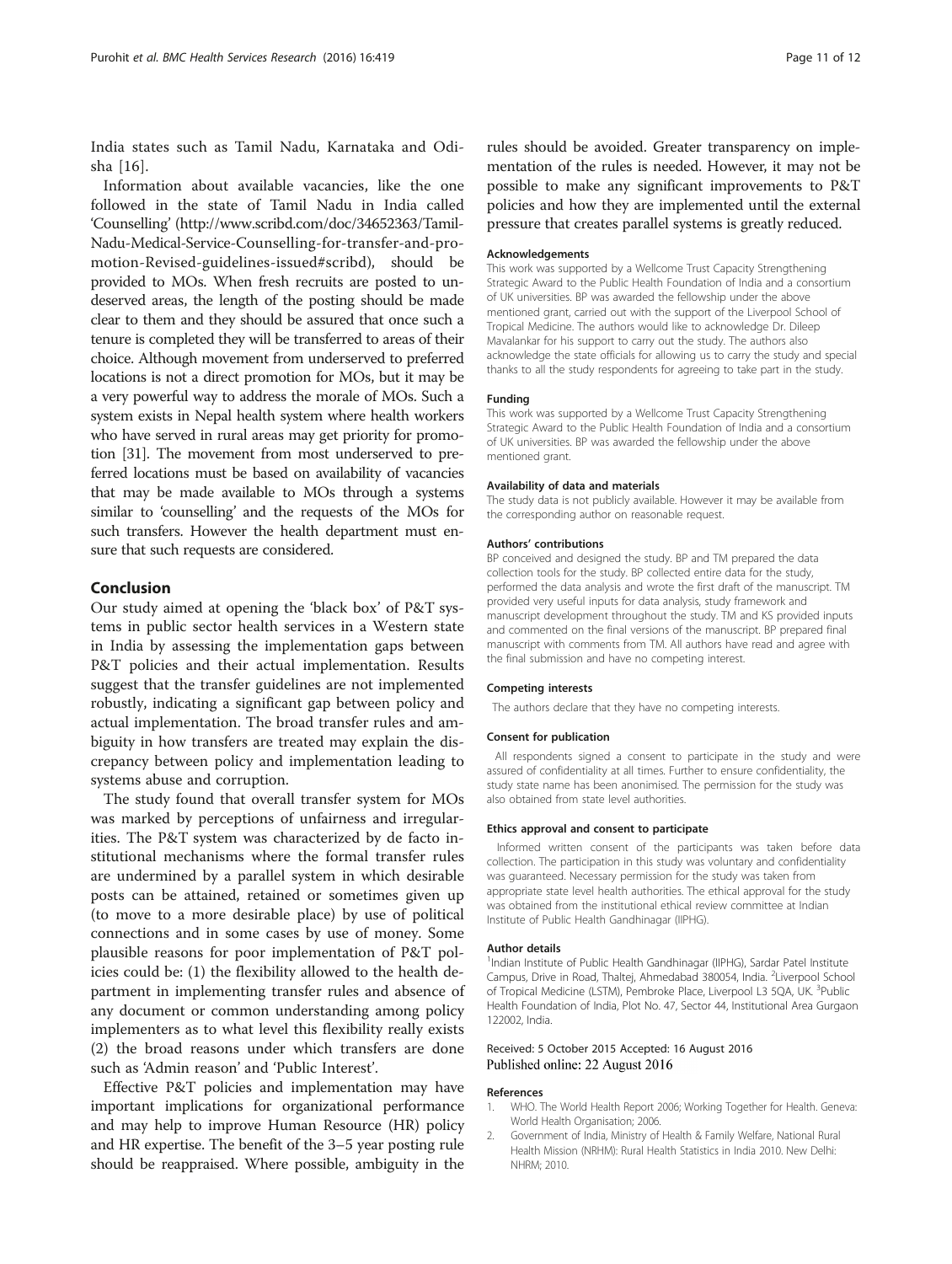India states such as Tamil Nadu, Karnataka and Odisha [16].

Information about available vacancies, like the one followed in the state of Tamil Nadu in India called 'Counselling' (http://www.scribd.com/doc/34652363/Tamil-Nadu-Medical-Service-Counselling-for-transfer-and-promotion-Revised-guidelines-issued#scribd), should be provided to MOs. When fresh recruits are posted to undeserved areas, the length of the posting should be made clear to them and they should be assured that once such a tenure is completed they will be transferred to areas of their choice. Although movement from underserved to preferred locations is not a direct promotion for MOs, but it may be a very powerful way to address the morale of MOs. Such a system exists in Nepal health system where health workers who have served in rural areas may get priority for promotion [31]. The movement from most underserved to preferred locations must be based on availability of vacancies that may be made available to MOs through a systems similar to 'counselling' and the requests of the MOs for such transfers. However the health department must ensure that such requests are considered.

## Conclusion

Our study aimed at opening the 'black box' of P&T systems in public sector health services in a Western state in India by assessing the implementation gaps between P&T policies and their actual implementation. Results suggest that the transfer guidelines are not implemented robustly, indicating a significant gap between policy and actual implementation. The broad transfer rules and ambiguity in how transfers are treated may explain the discrepancy between policy and implementation leading to systems abuse and corruption.

The study found that overall transfer system for MOs was marked by perceptions of unfairness and irregularities. The P&T system was characterized by de facto institutional mechanisms where the formal transfer rules are undermined by a parallel system in which desirable posts can be attained, retained or sometimes given up (to move to a more desirable place) by use of political connections and in some cases by use of money. Some plausible reasons for poor implementation of P&T policies could be: (1) the flexibility allowed to the health department in implementing transfer rules and absence of any document or common understanding among policy implementers as to what level this flexibility really exists (2) the broad reasons under which transfers are done such as 'Admin reason' and 'Public Interest'.

Effective P&T policies and implementation may have important implications for organizational performance and may help to improve Human Resource (HR) policy and HR expertise. The benefit of the 3–5 year posting rule should be reappraised. Where possible, ambiguity in the rules should be avoided. Greater transparency on implementation of the rules is needed. However, it may not be possible to make any significant improvements to P&T policies and how they are implemented until the external pressure that creates parallel systems is greatly reduced.

#### Acknowledgements

This work was supported by a Wellcome Trust Capacity Strengthening Strategic Award to the Public Health Foundation of India and a consortium of UK universities. BP was awarded the fellowship under the above mentioned grant, carried out with the support of the Liverpool School of Tropical Medicine. The authors would like to acknowledge Dr. Dileep Mavalankar for his support to carry out the study. The authors also acknowledge the state officials for allowing us to carry the study and special thanks to all the study respondents for agreeing to take part in the study.

#### Funding

This work was supported by a Wellcome Trust Capacity Strengthening Strategic Award to the Public Health Foundation of India and a consortium of UK universities. BP was awarded the fellowship under the above mentioned grant.

#### Availability of data and materials

The study data is not publicly available. However it may be available from the corresponding author on reasonable request.

#### Authors' contributions

BP conceived and designed the study. BP and TM prepared the data collection tools for the study. BP collected entire data for the study, performed the data analysis and wrote the first draft of the manuscript. TM provided very useful inputs for data analysis, study framework and manuscript development throughout the study. TM and KS provided inputs and commented on the final versions of the manuscript. BP prepared final manuscript with comments from TM. All authors have read and agree with the final submission and have no competing interest.

#### Competing interests

The authors declare that they have no competing interests.

#### Consent for publication

All respondents signed a consent to participate in the study and were assured of confidentiality at all times. Further to ensure confidentiality, the study state name has been anonimised. The permission for the study was also obtained from state level authorities.

#### Ethics approval and consent to participate

Informed written consent of the participants was taken before data collection. The participation in this study was voluntary and confidentiality was guaranteed. Necessary permission for the study was taken from appropriate state level health authorities. The ethical approval for the study was obtained from the institutional ethical review committee at Indian Institute of Public Health Gandhinagar (IIPHG).

#### Author details

[1]Indian Institute of Public Health Gandhinagar (IIPHG), Sardar Patel Institute Campus, Drive in Road, Thaltej, Ahmedabad 380054, India. [2]Liverpool School of Tropical Medicine (LSTM), Pembroke Place, Liverpool L3 5QA, UK. [3]Public Health Foundation of India, Plot No. 47, Sector 44, Institutional Area Gurgaon 122002, India.

Received: 5 October 2015 Accepted: 16 August 2016
Published online: 22 August 2016

#### References

1. WHO. The World Health Report 2006; Working Together for Health. Geneva: World Health Organisation; 2006.
2. Government of India, Ministry of Health & Family Welfare, National Rural Health Mission (NRHM): Rural Health Statistics in India 2010. New Delhi: NHRM; 2010.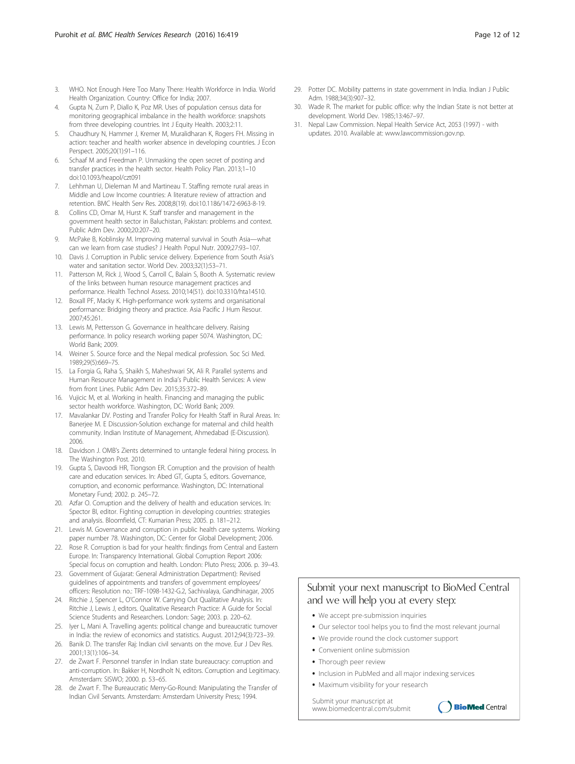3. WHO. Not Enough Here Too Many There: Health Workforce in India. World Health Organization. Country: Office for India; 2007.
4. Gupta N, Zurn P, Diallo K, Poz MR. Uses of population census data for monitoring geographical imbalance in the health workforce: snapshots from three developing countries. Int J Equity Health. 2003;2:11.
5. Chaudhury N, Hammer J, Kremer M, Muralidharan K, Rogers FH. Missing in action: teacher and health worker absence in developing countries. J Econ Perspect. 2005;20(1):91–116.
6. Schaaf M and Freedman P. Unmasking the open secret of posting and transfer practices in the health sector. Health Policy Plan. 2013;1–10 doi:10.1093/heapol/czt091
7. Lehhman U, Dieleman M and Martineau T. Staffing remote rural areas in Middle and Low Income countries: A literature review of attraction and retention. BMC Health Serv Res. 2008;8(19). doi:10.1186/1472-6963-8-19.
8. Collins CD, Omar M, Hurst K. Staff transfer and management in the government health sector in Baluchistan, Pakistan: problems and context. Public Adm Dev. 2000;20:207–20.
9. McPake B, Koblinsky M. Improving maternal survival in South Asia—what can we learn from case studies? J Health Popul Nutr. 2009;27:93–107.
10. Davis J. Corruption in Public service delivery. Experience from South Asia's water and sanitation sector. World Dev. 2003;32(1):53–71.
11. Patterson M, Rick J, Wood S, Carroll C, Balain S, Booth A. Systematic review of the links between human resource management practices and performance. Health Technol Assess. 2010;14(51). doi:10.3310/hta14510.
12. Boxall PF, Macky K. High-performance work systems and organisational performance: Bridging theory and practice. Asia Pacific J Hum Resour. 2007;45:261.
13. Lewis M, Pettersson G. Governance in healthcare delivery. Raising performance. In policy research working paper 5074. Washington, DC: World Bank; 2009.
14. Weiner S. Source force and the Nepal medical profession. Soc Sci Med. 1989;29(5):669–75.
15. La Forgia G, Raha S, Shaikh S, Maheshwari SK, Ali R. Parallel systems and Human Resource Management in India's Public Health Services: A view from front Lines. Public Adm Dev. 2015;35:372–89.
16. Vujicic M, et al. Working in health. Financing and managing the public sector health workforce. Washington, DC: World Bank; 2009.
17. Mavalankar DV. Posting and Transfer Policy for Health Staff in Rural Areas. In: Banerjee M. E Discussion-Solution exchange for maternal and child health community. Indian Institute of Management, Ahmedabad (E-Discussion). 2006.
18. Davidson J. OMB's Zients determined to untangle federal hiring process. In The Washington Post. 2010.
19. Gupta S, Davoodi HR, Tiongson ER. Corruption and the provision of health care and education services. In: Abed GT, Gupta S, editors. Governance, corruption, and economic performance. Washington, DC: International Monetary Fund; 2002. p. 245–72.
20. Azfar O. Corruption and the delivery of health and education services. In: Spector BI, editor. Fighting corruption in developing countries: strategies and analysis. Bloomfield, CT: Kumarian Press; 2005. p. 181–212.
21. Lewis M. Governance and corruption in public health care systems. Working paper number 78. Washington, DC: Center for Global Development; 2006.
22. Rose R. Corruption is bad for your health: findings from Central and Eastern Europe. In: Transparency International. Global Corruption Report 2006: Special focus on corruption and health. London: Pluto Press; 2006. p. 39–43.
23. Government of Gujarat: General Administration Department): Revised guidelines of appointments and transfers of government employees/officers: Resolution no.: TRF-1098-1432-G.2, Sachivalaya, Gandhinagar, 2005
24. Ritchie J, Spencer L, O'Connor W. Carrying Out Qualitative Analysis. In: Ritchie J, Lewis J, editors. Qualitative Research Practice: A Guide for Social Science Students and Researchers. London: Sage; 2003. p. 220–62.
25. Iyer L, Mani A. Travelling agents: political change and bureaucratic turnover in India: the review of economics and statistics. August. 2012;94(3):723–39.
26. Banik D. The transfer Raj: Indian civil servants on the move. Eur J Dev Res. 2001;13(1):106–34.
27. de Zwart F. Personnel transfer in Indian state bureaucracy: corruption and anti-corruption. In: Bakker H, Nordholt N, editors. Corruption and Legitimacy. Amsterdam: SISWO; 2000. p. 53–65.
28. de Zwart F. The Bureaucratic Merry-Go-Round: Manipulating the Transfer of Indian Civil Servants. Amsterdam: Amsterdam University Press; 1994.
29. Potter DC. Mobility patterns in state government in India. Indian J Public Adm. 1988;34(3):907–32.
30. Wade R. The market for public office: why the Indian State is not better at development. World Dev. 1985;13:467–97.
31. Nepal Law Commission. Nepal Health Service Act, 2053 (1997) - with updates. 2010. Available at: www.lawcommission.gov.np.

Submit your next manuscript to BioMed Central and we will help you at every step:

- We accept pre-submission inquiries
- Our selector tool helps you to find the most relevant journal
- We provide round the clock customer support
- Convenient online submission
- Thorough peer review
- Inclusion in PubMed and all major indexing services
- Maximum visibility for your research

Submit your manuscript at
www.biomedcentral.com/submit

BioMed Central